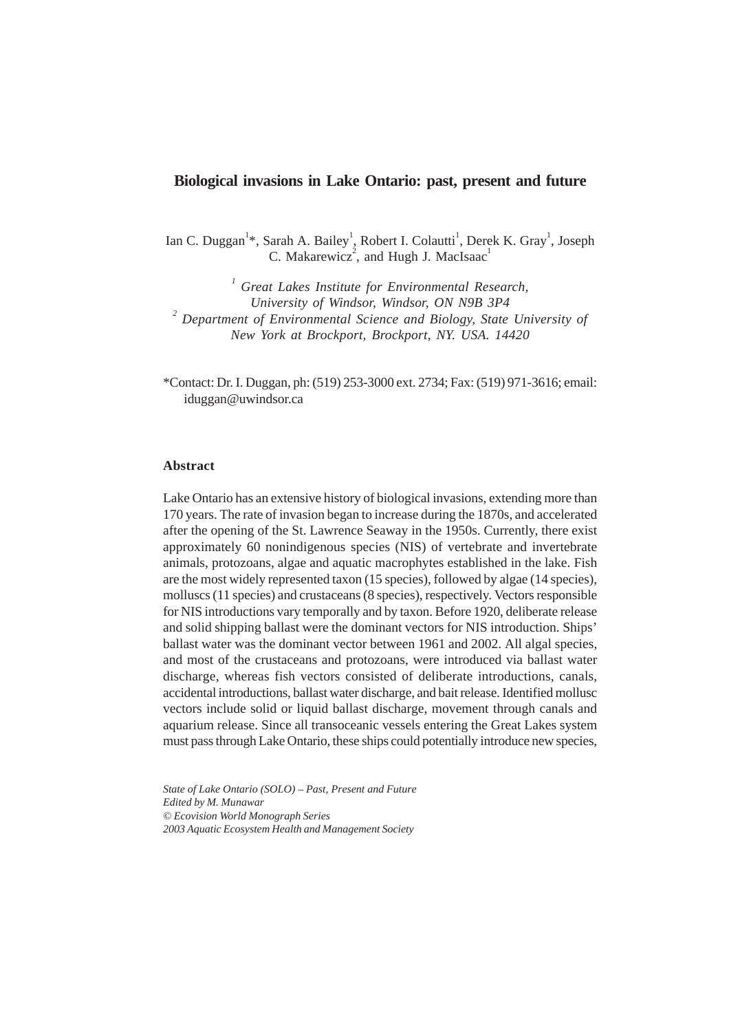# Biological invasions in Lake Ontario: past, present and future

Ian C. Duggan[1]*, Sarah A. Bailey[1], Robert I. Colautti[1], Derek K. Gray[1], Joseph C. Makarewicz[2], and Hugh J. MacIsaac[1]

[1] *Great Lakes Institute for Environmental Research, University of Windsor, Windsor, ON N9B 3P4*
[2] *Department of Environmental Science and Biology, State University of New York at Brockport, Brockport, NY. USA. 14420*

*Contact: Dr. I. Duggan, ph: (519) 253-3000 ext. 2734; Fax: (519) 971-3616; email: iduggan@uwindsor.ca

## Abstract

Lake Ontario has an extensive history of biological invasions, extending more than 170 years. The rate of invasion began to increase during the 1870s, and accelerated after the opening of the St. Lawrence Seaway in the 1950s. Currently, there exist approximately 60 nonindigenous species (NIS) of vertebrate and invertebrate animals, protozoans, algae and aquatic macrophytes established in the lake. Fish are the most widely represented taxon (15 species), followed by algae (14 species), molluscs (11 species) and crustaceans (8 species), respectively. Vectors responsible for NIS introductions vary temporally and by taxon. Before 1920, deliberate release and solid shipping ballast were the dominant vectors for NIS introduction. Ships' ballast water was the dominant vector between 1961 and 2002. All algal species, and most of the crustaceans and protozoans, were introduced via ballast water discharge, whereas fish vectors consisted of deliberate introductions, canals, accidental introductions, ballast water discharge, and bait release. Identified mollusc vectors include solid or liquid ballast discharge, movement through canals and aquarium release. Since all transoceanic vessels entering the Great Lakes system must pass through Lake Ontario, these ships could potentially introduce new species,

*State of Lake Ontario (SOLO) – Past, Present and Future*
*Edited by M. Munawar*
*© Ecovision World Monograph Series*
*2003 Aquatic Ecosystem Health and Management Society*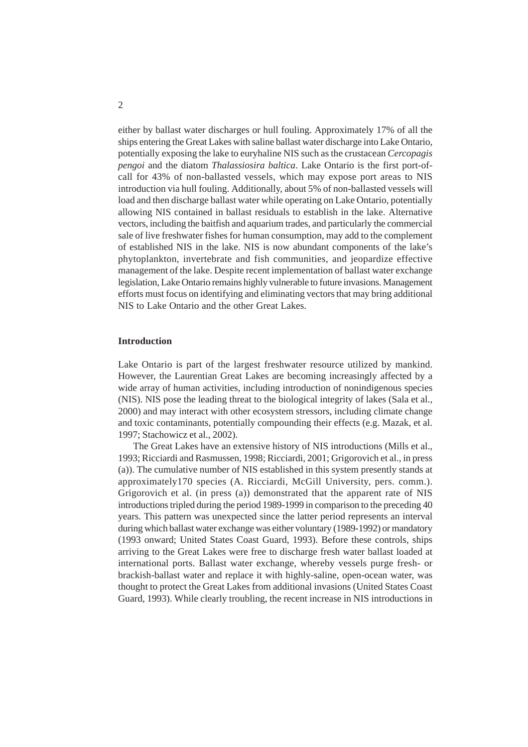either by ballast water discharges or hull fouling. Approximately 17% of all the ships entering the Great Lakes with saline ballast water discharge into Lake Ontario, potentially exposing the lake to euryhaline NIS such as the crustacean *Cercopagis pengoi* and the diatom *Thalassiosira baltica*. Lake Ontario is the first port-of-call for 43% of non-ballasted vessels, which may expose port areas to NIS introduction via hull fouling. Additionally, about 5% of non-ballasted vessels will load and then discharge ballast water while operating on Lake Ontario, potentially allowing NIS contained in ballast residuals to establish in the lake. Alternative vectors, including the baitfish and aquarium trades, and particularly the commercial sale of live freshwater fishes for human consumption, may add to the complement of established NIS in the lake. NIS is now abundant components of the lake's phytoplankton, invertebrate and fish communities, and jeopardize effective management of the lake. Despite recent implementation of ballast water exchange legislation, Lake Ontario remains highly vulnerable to future invasions. Management efforts must focus on identifying and eliminating vectors that may bring additional NIS to Lake Ontario and the other Great Lakes.

## Introduction

Lake Ontario is part of the largest freshwater resource utilized by mankind. However, the Laurentian Great Lakes are becoming increasingly affected by a wide array of human activities, including introduction of nonindigenous species (NIS). NIS pose the leading threat to the biological integrity of lakes (Sala et al., 2000) and may interact with other ecosystem stressors, including climate change and toxic contaminants, potentially compounding their effects (e.g. Mazak, et al. 1997; Stachowicz et al., 2002).

The Great Lakes have an extensive history of NIS introductions (Mills et al., 1993; Ricciardi and Rasmussen, 1998; Ricciardi, 2001; Grigorovich et al., in press (a)). The cumulative number of NIS established in this system presently stands at approximately170 species (A. Ricciardi, McGill University, pers. comm.). Grigorovich et al. (in press (a)) demonstrated that the apparent rate of NIS introductions tripled during the period 1989-1999 in comparison to the preceding 40 years. This pattern was unexpected since the latter period represents an interval during which ballast water exchange was either voluntary (1989-1992) or mandatory (1993 onward; United States Coast Guard, 1993). Before these controls, ships arriving to the Great Lakes were free to discharge fresh water ballast loaded at international ports. Ballast water exchange, whereby vessels purge fresh- or brackish-ballast water and replace it with highly-saline, open-ocean water, was thought to protect the Great Lakes from additional invasions (United States Coast Guard, 1993). While clearly troubling, the recent increase in NIS introductions in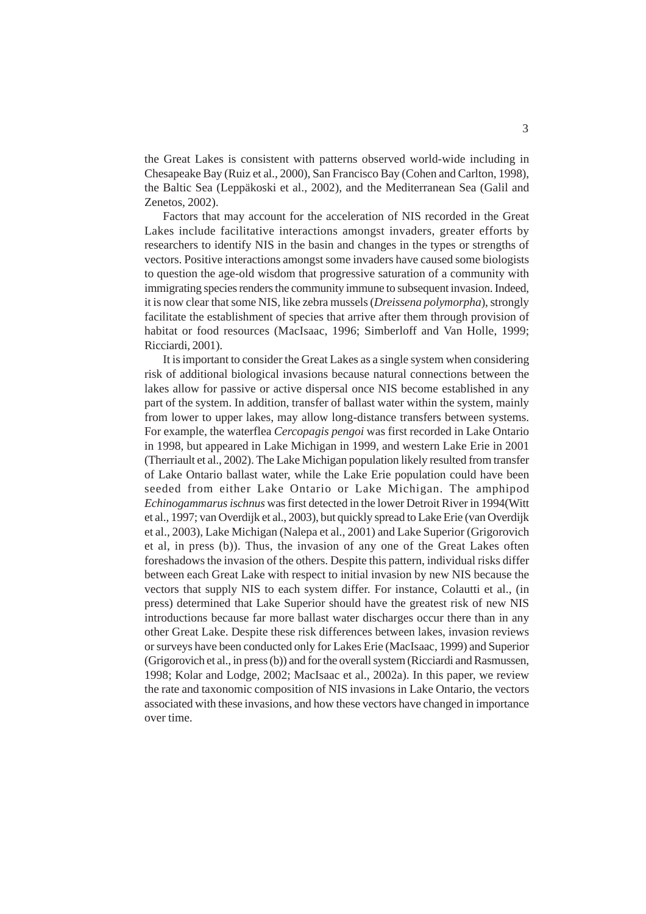the Great Lakes is consistent with patterns observed world-wide including in Chesapeake Bay (Ruiz et al., 2000), San Francisco Bay (Cohen and Carlton, 1998), the Baltic Sea (Leppäkoski et al., 2002), and the Mediterranean Sea (Galil and Zenetos, 2002).

Factors that may account for the acceleration of NIS recorded in the Great Lakes include facilitative interactions amongst invaders, greater efforts by researchers to identify NIS in the basin and changes in the types or strengths of vectors. Positive interactions amongst some invaders have caused some biologists to question the age-old wisdom that progressive saturation of a community with immigrating species renders the community immune to subsequent invasion. Indeed, it is now clear that some NIS, like zebra mussels (*Dreissena polymorpha*), strongly facilitate the establishment of species that arrive after them through provision of habitat or food resources (MacIsaac, 1996; Simberloff and Van Holle, 1999; Ricciardi, 2001).

It is important to consider the Great Lakes as a single system when considering risk of additional biological invasions because natural connections between the lakes allow for passive or active dispersal once NIS become established in any part of the system. In addition, transfer of ballast water within the system, mainly from lower to upper lakes, may allow long-distance transfers between systems. For example, the waterflea *Cercopagis pengoi* was first recorded in Lake Ontario in 1998, but appeared in Lake Michigan in 1999, and western Lake Erie in 2001 (Therriault et al., 2002). The Lake Michigan population likely resulted from transfer of Lake Ontario ballast water, while the Lake Erie population could have been seeded from either Lake Ontario or Lake Michigan. The amphipod *Echinogammarus ischnus* was first detected in the lower Detroit River in 1994(Witt et al., 1997; van Overdijk et al., 2003), but quickly spread to Lake Erie (van Overdijk et al., 2003), Lake Michigan (Nalepa et al., 2001) and Lake Superior (Grigorovich et al, in press (b)). Thus, the invasion of any one of the Great Lakes often foreshadows the invasion of the others. Despite this pattern, individual risks differ between each Great Lake with respect to initial invasion by new NIS because the vectors that supply NIS to each system differ. For instance, Colautti et al., (in press) determined that Lake Superior should have the greatest risk of new NIS introductions because far more ballast water discharges occur there than in any other Great Lake. Despite these risk differences between lakes, invasion reviews or surveys have been conducted only for Lakes Erie (MacIsaac, 1999) and Superior (Grigorovich et al., in press (b)) and for the overall system (Ricciardi and Rasmussen, 1998; Kolar and Lodge, 2002; MacIsaac et al., 2002a). In this paper, we review the rate and taxonomic composition of NIS invasions in Lake Ontario, the vectors associated with these invasions, and how these vectors have changed in importance over time.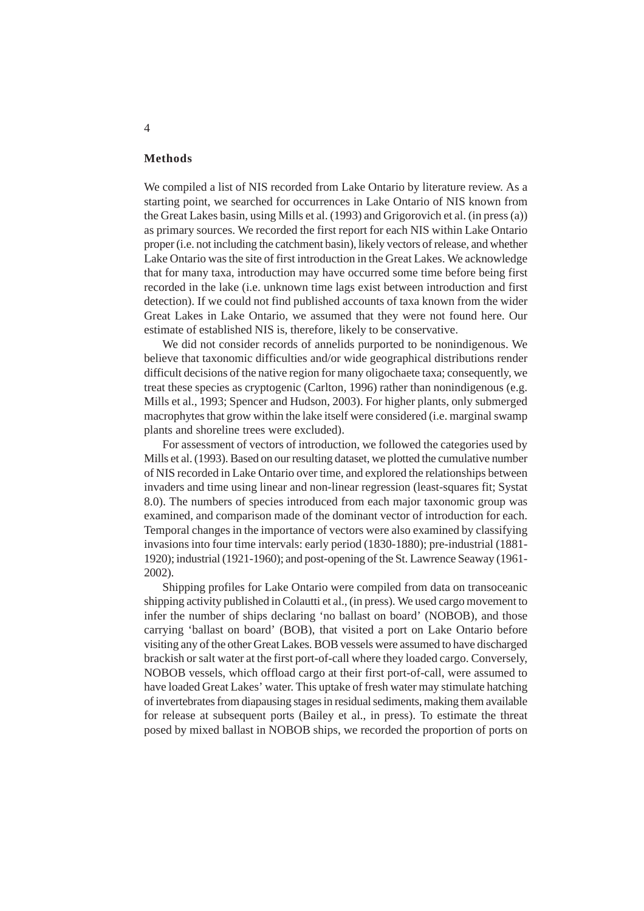## Methods

We compiled a list of NIS recorded from Lake Ontario by literature review. As a starting point, we searched for occurrences in Lake Ontario of NIS known from the Great Lakes basin, using Mills et al. (1993) and Grigorovich et al. (in press (a)) as primary sources. We recorded the first report for each NIS within Lake Ontario proper (i.e. not including the catchment basin), likely vectors of release, and whether Lake Ontario was the site of first introduction in the Great Lakes. We acknowledge that for many taxa, introduction may have occurred some time before being first recorded in the lake (i.e. unknown time lags exist between introduction and first detection). If we could not find published accounts of taxa known from the wider Great Lakes in Lake Ontario, we assumed that they were not found here. Our estimate of established NIS is, therefore, likely to be conservative.

We did not consider records of annelids purported to be nonindigenous. We believe that taxonomic difficulties and/or wide geographical distributions render difficult decisions of the native region for many oligochaete taxa; consequently, we treat these species as cryptogenic (Carlton, 1996) rather than nonindigenous (e.g. Mills et al., 1993; Spencer and Hudson, 2003). For higher plants, only submerged macrophytes that grow within the lake itself were considered (i.e. marginal swamp plants and shoreline trees were excluded).

For assessment of vectors of introduction, we followed the categories used by Mills et al. (1993). Based on our resulting dataset, we plotted the cumulative number of NIS recorded in Lake Ontario over time, and explored the relationships between invaders and time using linear and non-linear regression (least-squares fit; Systat 8.0). The numbers of species introduced from each major taxonomic group was examined, and comparison made of the dominant vector of introduction for each. Temporal changes in the importance of vectors were also examined by classifying invasions into four time intervals: early period (1830-1880); pre-industrial (1881-1920); industrial (1921-1960); and post-opening of the St. Lawrence Seaway (1961-2002).

Shipping profiles for Lake Ontario were compiled from data on transoceanic shipping activity published in Colautti et al., (in press). We used cargo movement to infer the number of ships declaring 'no ballast on board' (NOBOB), and those carrying 'ballast on board' (BOB), that visited a port on Lake Ontario before visiting any of the other Great Lakes. BOB vessels were assumed to have discharged brackish or salt water at the first port-of-call where they loaded cargo. Conversely, NOBOB vessels, which offload cargo at their first port-of-call, were assumed to have loaded Great Lakes' water. This uptake of fresh water may stimulate hatching of invertebrates from diapausing stages in residual sediments, making them available for release at subsequent ports (Bailey et al., in press). To estimate the threat posed by mixed ballast in NOBOB ships, we recorded the proportion of ports on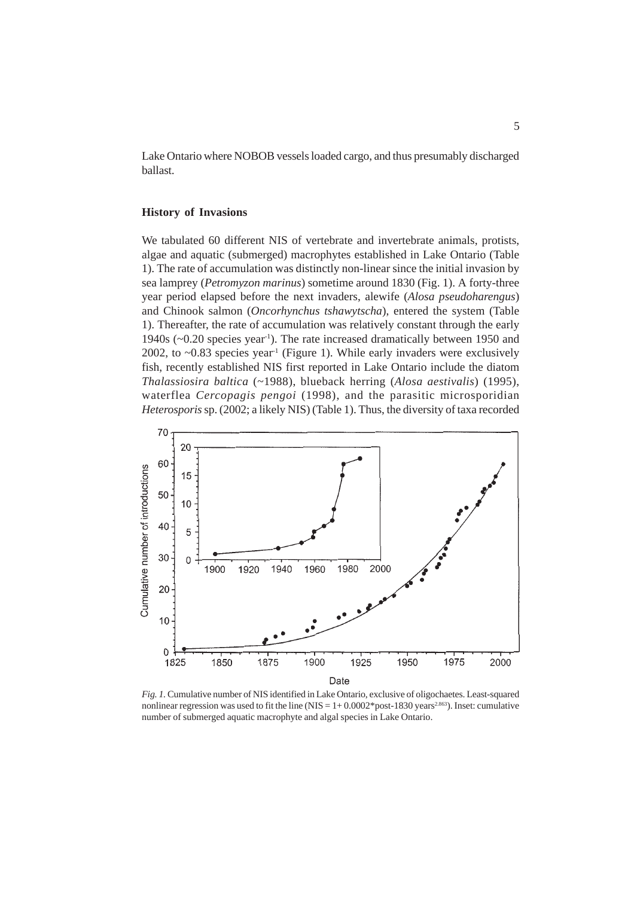Lake Ontario where NOBOB vessels loaded cargo, and thus presumably discharged ballast.

### History of Invasions

We tabulated 60 different NIS of vertebrate and invertebrate animals, protists, algae and aquatic (submerged) macrophytes established in Lake Ontario (Table 1). The rate of accumulation was distinctly non-linear since the initial invasion by sea lamprey (*Petromyzon marinus*) sometime around 1830 (Fig. 1). A forty-three year period elapsed before the next invaders, alewife (*Alosa pseudoharengus*) and Chinook salmon (*Oncorhynchus tshawytscha*), entered the system (Table 1). Thereafter, the rate of accumulation was relatively constant through the early 1940s (~0.20 species year$^{-1}$). The rate increased dramatically between 1950 and 2002, to ~0.83 species year$^{-1}$ (Figure 1). While early invaders were exclusively fish, recently established NIS first reported in Lake Ontario include the diatom *Thalassiosira baltica* (~1988), blueback herring (*Alosa aestivalis*) (1995), waterflea *Cercopagis pengoi* (1998), and the parasitic microsporidian *Heterosporis* sp. (2002; a likely NIS) (Table 1). Thus, the diversity of taxa recorded

*Fig. 1.* Cumulative number of NIS identified in Lake Ontario, exclusive of oligochaetes. Least-squared nonlinear regression was used to fit the line (NIS = 1+ 0.0002*post-1830 years$^{2.863}$). Inset: cumulative number of submerged aquatic macrophyte and algal species in Lake Ontario.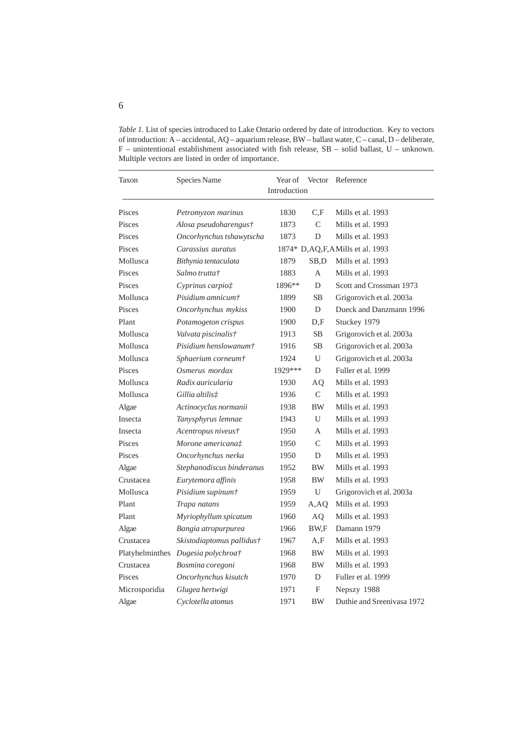*Table 1.* List of species introduced to Lake Ontario ordered by date of introduction. Key to vectors of introduction: A – accidental, AQ – aquarium release, BW – ballast water, C – canal, D – deliberate, F – unintentional establishment associated with fish release, SB – solid ballast, U – unknown. Multiple vectors are listed in order of importance.

| Taxon | Species Name | Year of Introduction | Vector | Reference |
|---|---|---|---|---|
| Pisces | *Petromyzon marinus* | 1830 | C,F | Mills et al. 1993 |
| Pisces | *Alosa pseudoharengus†* | 1873 | C | Mills et al. 1993 |
| Pisces | *Oncorhynchus tshawytscha* | 1873 | D | Mills et al. 1993 |
| Pisces | *Carassius auratus* | 1874* | D,AQ,F,A | Mills et al. 1993 |
| Mollusca | *Bithynia tentaculata* | 1879 | SB,D | Mills et al. 1993 |
| Pisces | *Salmo trutta†* | 1883 | A | Mills et al. 1993 |
| Pisces | *Cyprinus carpio‡* | 1896** | D | Scott and Crossman 1973 |
| Mollusca | *Pisidium amnicum†* | 1899 | SB | Grigorovich et al. 2003a |
| Pisces | *Oncorhynchus mykiss* | 1900 | D | Dueck and Danzmann 1996 |
| Plant | *Potamogeton crispus* | 1900 | D,F | Stuckey 1979 |
| Mollusca | *Valvata piscinalis†* | 1913 | SB | Grigorovich et al. 2003a |
| Mollusca | *Pisidium henslowanum†* | 1916 | SB | Grigorovich et al. 2003a |
| Mollusca | *Sphaerium corneum†* | 1924 | U | Grigorovich et al. 2003a |
| Pisces | *Osmerus mordax* | 1929*** | D | Fuller et al. 1999 |
| Mollusca | *Radix auricularia* | 1930 | AQ | Mills et al. 1993 |
| Mollusca | *Gillia altilis‡* | 1936 | C | Mills et al. 1993 |
| Algae | *Actinocyclus normanii* | 1938 | BW | Mills et al. 1993 |
| Insecta | *Tanysphyrus lemnae* | 1943 | U | Mills et al. 1993 |
| Insecta | *Acentropus niveus†* | 1950 | A | Mills et al. 1993 |
| Pisces | *Morone americana‡* | 1950 | C | Mills et al. 1993 |
| Pisces | *Oncorhynchus nerka* | 1950 | D | Mills et al. 1993 |
| Algae | *Stephanodiscus binderanus* | 1952 | BW | Mills et al. 1993 |
| Crustacea | *Eurytemora affinis* | 1958 | BW | Mills et al. 1993 |
| Mollusca | *Pisidium supinum†* | 1959 | U | Grigorovich et al. 2003a |
| Plant | *Trapa natans* | 1959 | A,AQ | Mills et al. 1993 |
| Plant | *Myriophyllum spicatum* | 1960 | AQ | Mills et al. 1993 |
| Algae | *Bangia atropurpurea* | 1966 | BW,F | Damann 1979 |
| Crustacea | *Skistodiaptomus pallidus†* | 1967 | A,F | Mills et al. 1993 |
| Platyhelminthes | *Dugesia polychroa†* | 1968 | BW | Mills et al. 1993 |
| Crustacea | *Bosmina coregoni* | 1968 | BW | Mills et al. 1993 |
| Pisces | *Oncorhynchus kisutch* | 1970 | D | Fuller et al. 1999 |
| Microsporidia | *Glugea hertwigi* | 1971 | F | Nepszy 1988 |
| Algae | *Cyclotella atomus* | 1971 | BW | Duthie and Sreenivasa 1972 |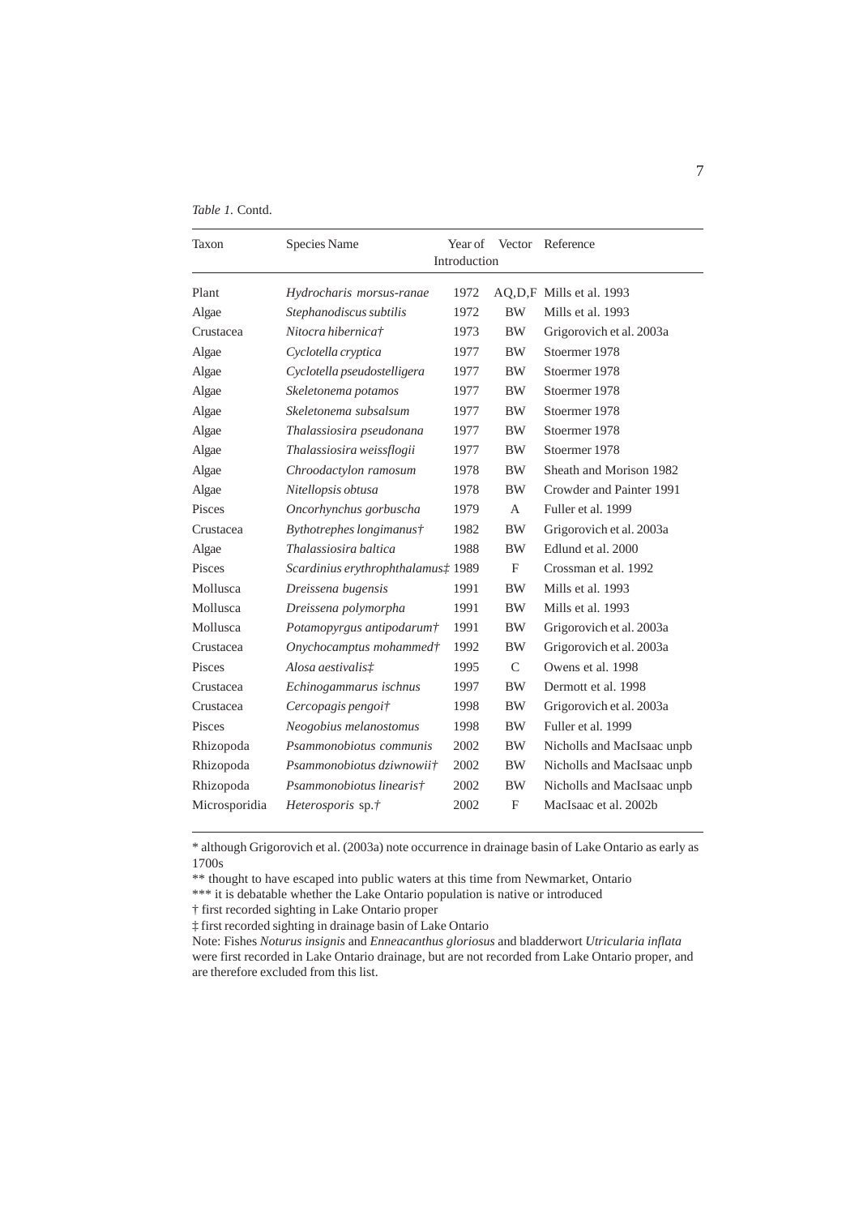*Table 1.* Contd.

| Taxon | Species Name | Year of Introduction | Vector | Reference |
|---|---|---|---|---|
| Plant | *Hydrocharis morsus-ranae* | 1972 | AQ,D,F | Mills et al. 1993 |
| Algae | *Stephanodiscus subtilis* | 1972 | BW | Mills et al. 1993 |
| Crustacea | *Nitocra hibernica*† | 1973 | BW | Grigorovich et al. 2003a |
| Algae | *Cyclotella cryptica* | 1977 | BW | Stoermer 1978 |
| Algae | *Cyclotella pseudostelligera* | 1977 | BW | Stoermer 1978 |
| Algae | *Skeletonema potamos* | 1977 | BW | Stoermer 1978 |
| Algae | *Skeletonema subsalsum* | 1977 | BW | Stoermer 1978 |
| Algae | *Thalassiosira pseudonana* | 1977 | BW | Stoermer 1978 |
| Algae | *Thalassiosira weissflogii* | 1977 | BW | Stoermer 1978 |
| Algae | *Chroodactylon ramosum* | 1978 | BW | Sheath and Morison 1982 |
| Algae | *Nitellopsis obtusa* | 1978 | BW | Crowder and Painter 1991 |
| Pisces | *Oncorhynchus gorbuscha* | 1979 | A | Fuller et al. 1999 |
| Crustacea | *Bythotrephes longimanus*† | 1982 | BW | Grigorovich et al. 2003a |
| Algae | *Thalassiosira baltica* | 1988 | BW | Edlund et al. 2000 |
| Pisces | *Scardinius erythrophthalamus*‡ | 1989 | F | Crossman et al. 1992 |
| Mollusca | *Dreissena bugensis* | 1991 | BW | Mills et al. 1993 |
| Mollusca | *Dreissena polymorpha* | 1991 | BW | Mills et al. 1993 |
| Mollusca | *Potamopyrgus antipodarum*† | 1991 | BW | Grigorovich et al. 2003a |
| Crustacea | *Onychocamptus mohammed*† | 1992 | BW | Grigorovich et al. 2003a |
| Pisces | *Alosa aestivalis*‡ | 1995 | C | Owens et al. 1998 |
| Crustacea | *Echinogammarus ischnus* | 1997 | BW | Dermott et al. 1998 |
| Crustacea | *Cercopagis pengoi*† | 1998 | BW | Grigorovich et al. 2003a |
| Pisces | *Neogobius melanostomus* | 1998 | BW | Fuller et al. 1999 |
| Rhizopoda | *Psammonobiotus communis* | 2002 | BW | Nicholls and MacIsaac unpb |
| Rhizopoda | *Psammonobiotus dziwnowii*† | 2002 | BW | Nicholls and MacIsaac unpb |
| Rhizopoda | *Psammonobiotus linearis*† | 2002 | BW | Nicholls and MacIsaac unpb |
| Microsporidia | *Heterosporis* sp.† | 2002 | F | MacIsaac et al. 2002b |

\* although Grigorovich et al. (2003a) note occurrence in drainage basin of Lake Ontario as early as 1700s

\*\* thought to have escaped into public waters at this time from Newmarket, Ontario

\*\*\* it is debatable whether the Lake Ontario population is native or introduced

† first recorded sighting in Lake Ontario proper

‡ first recorded sighting in drainage basin of Lake Ontario

Note: Fishes *Noturus insignis* and *Enneacanthus gloriosus* and bladderwort *Utricularia inflata* were first recorded in Lake Ontario drainage, but are not recorded from Lake Ontario proper, and are therefore excluded from this list.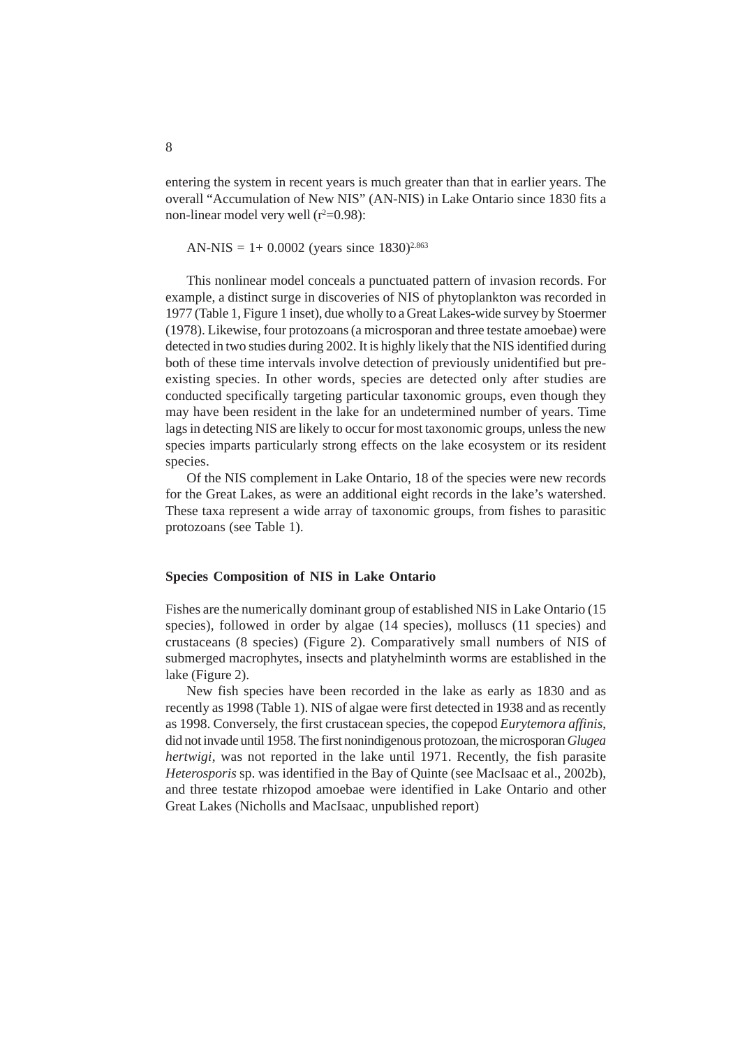entering the system in recent years is much greater than that in earlier years. The overall "Accumulation of New NIS" (AN-NIS) in Lake Ontario since 1830 fits a non-linear model very well ($r^2=0.98$):

$$\text{AN-NIS} = 1 + 0.0002\ (\text{years since } 1830)^{2.863}$$

This nonlinear model conceals a punctuated pattern of invasion records. For example, a distinct surge in discoveries of NIS of phytoplankton was recorded in 1977 (Table 1, Figure 1 inset), due wholly to a Great Lakes-wide survey by Stoermer (1978). Likewise, four protozoans (a microsporan and three testate amoebae) were detected in two studies during 2002. It is highly likely that the NIS identified during both of these time intervals involve detection of previously unidentified but pre-existing species. In other words, species are detected only after studies are conducted specifically targeting particular taxonomic groups, even though they may have been resident in the lake for an undetermined number of years. Time lags in detecting NIS are likely to occur for most taxonomic groups, unless the new species imparts particularly strong effects on the lake ecosystem or its resident species.

Of the NIS complement in Lake Ontario, 18 of the species were new records for the Great Lakes, as were an additional eight records in the lake's watershed. These taxa represent a wide array of taxonomic groups, from fishes to parasitic protozoans (see Table 1).

## Species Composition of NIS in Lake Ontario

Fishes are the numerically dominant group of established NIS in Lake Ontario (15 species), followed in order by algae (14 species), molluscs (11 species) and crustaceans (8 species) (Figure 2). Comparatively small numbers of NIS of submerged macrophytes, insects and platyhelminth worms are established in the lake (Figure 2).

New fish species have been recorded in the lake as early as 1830 and as recently as 1998 (Table 1). NIS of algae were first detected in 1938 and as recently as 1998. Conversely, the first crustacean species, the copepod *Eurytemora affinis*, did not invade until 1958. The first nonindigenous protozoan, the microsporan *Glugea hertwigi*, was not reported in the lake until 1971. Recently, the fish parasite *Heterosporis* sp. was identified in the Bay of Quinte (see MacIsaac et al., 2002b), and three testate rhizopod amoebae were identified in Lake Ontario and other Great Lakes (Nicholls and MacIsaac, unpublished report)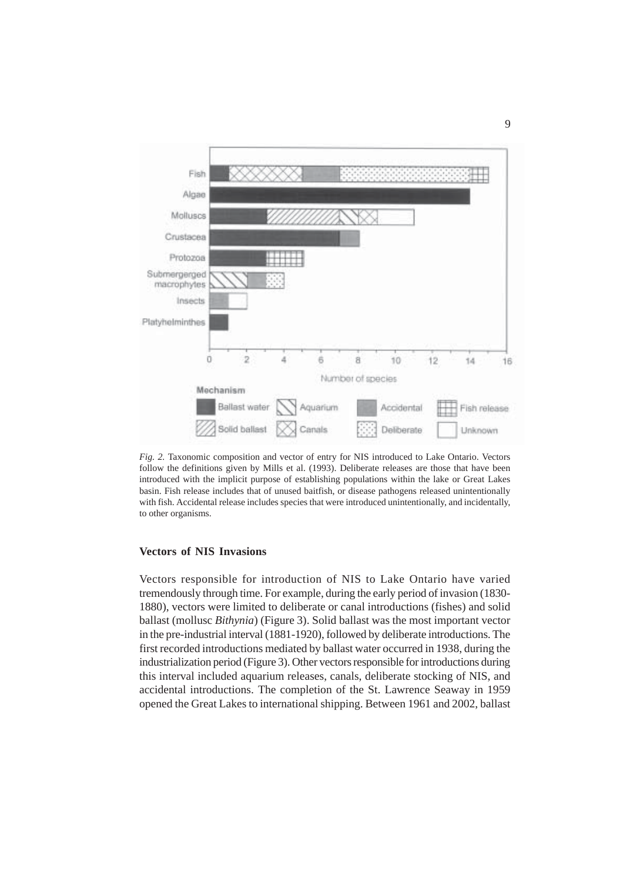*Fig. 2.* Taxonomic composition and vector of entry for NIS introduced to Lake Ontario. Vectors follow the definitions given by Mills et al. (1993). Deliberate releases are those that have been introduced with the implicit purpose of establishing populations within the lake or Great Lakes basin. Fish release includes that of unused baitfish, or disease pathogens released unintentionally with fish. Accidental release includes species that were introduced unintentionally, and incidentally, to other organisms.

### Vectors of NIS Invasions

Vectors responsible for introduction of NIS to Lake Ontario have varied tremendously through time. For example, during the early period of invasion (1830-1880), vectors were limited to deliberate or canal introductions (fishes) and solid ballast (mollusc *Bithynia*) (Figure 3). Solid ballast was the most important vector in the pre-industrial interval (1881-1920), followed by deliberate introductions. The first recorded introductions mediated by ballast water occurred in 1938, during the industrialization period (Figure 3). Other vectors responsible for introductions during this interval included aquarium releases, canals, deliberate stocking of NIS, and accidental introductions. The completion of the St. Lawrence Seaway in 1959 opened the Great Lakes to international shipping. Between 1961 and 2002, ballast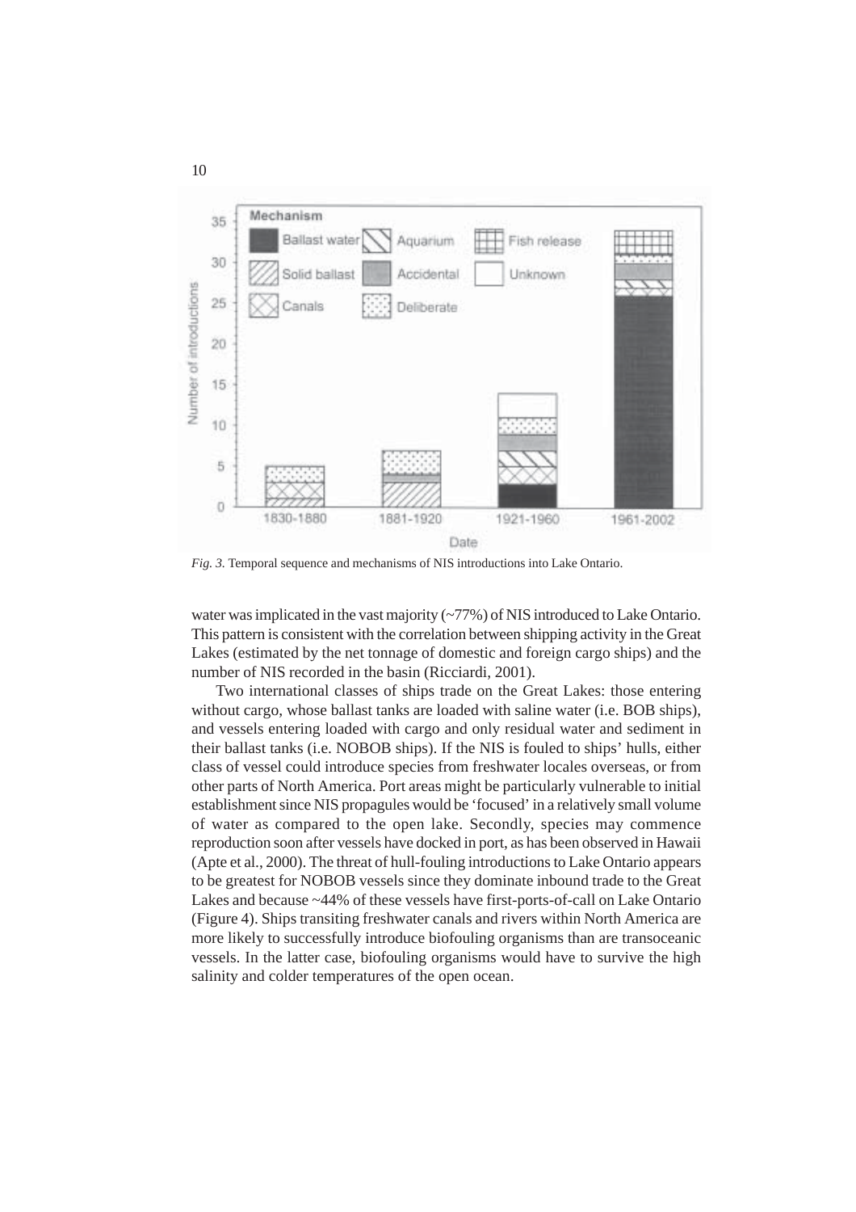*Fig. 3.* Temporal sequence and mechanisms of NIS introductions into Lake Ontario.

water was implicated in the vast majority (~77%) of NIS introduced to Lake Ontario. This pattern is consistent with the correlation between shipping activity in the Great Lakes (estimated by the net tonnage of domestic and foreign cargo ships) and the number of NIS recorded in the basin (Ricciardi, 2001).

Two international classes of ships trade on the Great Lakes: those entering without cargo, whose ballast tanks are loaded with saline water (i.e. BOB ships), and vessels entering loaded with cargo and only residual water and sediment in their ballast tanks (i.e. NOBOB ships). If the NIS is fouled to ships' hulls, either class of vessel could introduce species from freshwater locales overseas, or from other parts of North America. Port areas might be particularly vulnerable to initial establishment since NIS propagules would be 'focused' in a relatively small volume of water as compared to the open lake. Secondly, species may commence reproduction soon after vessels have docked in port, as has been observed in Hawaii (Apte et al., 2000). The threat of hull-fouling introductions to Lake Ontario appears to be greatest for NOBOB vessels since they dominate inbound trade to the Great Lakes and because ~44% of these vessels have first-ports-of-call on Lake Ontario (Figure 4). Ships transiting freshwater canals and rivers within North America are more likely to successfully introduce biofouling organisms than are transoceanic vessels. In the latter case, biofouling organisms would have to survive the high salinity and colder temperatures of the open ocean.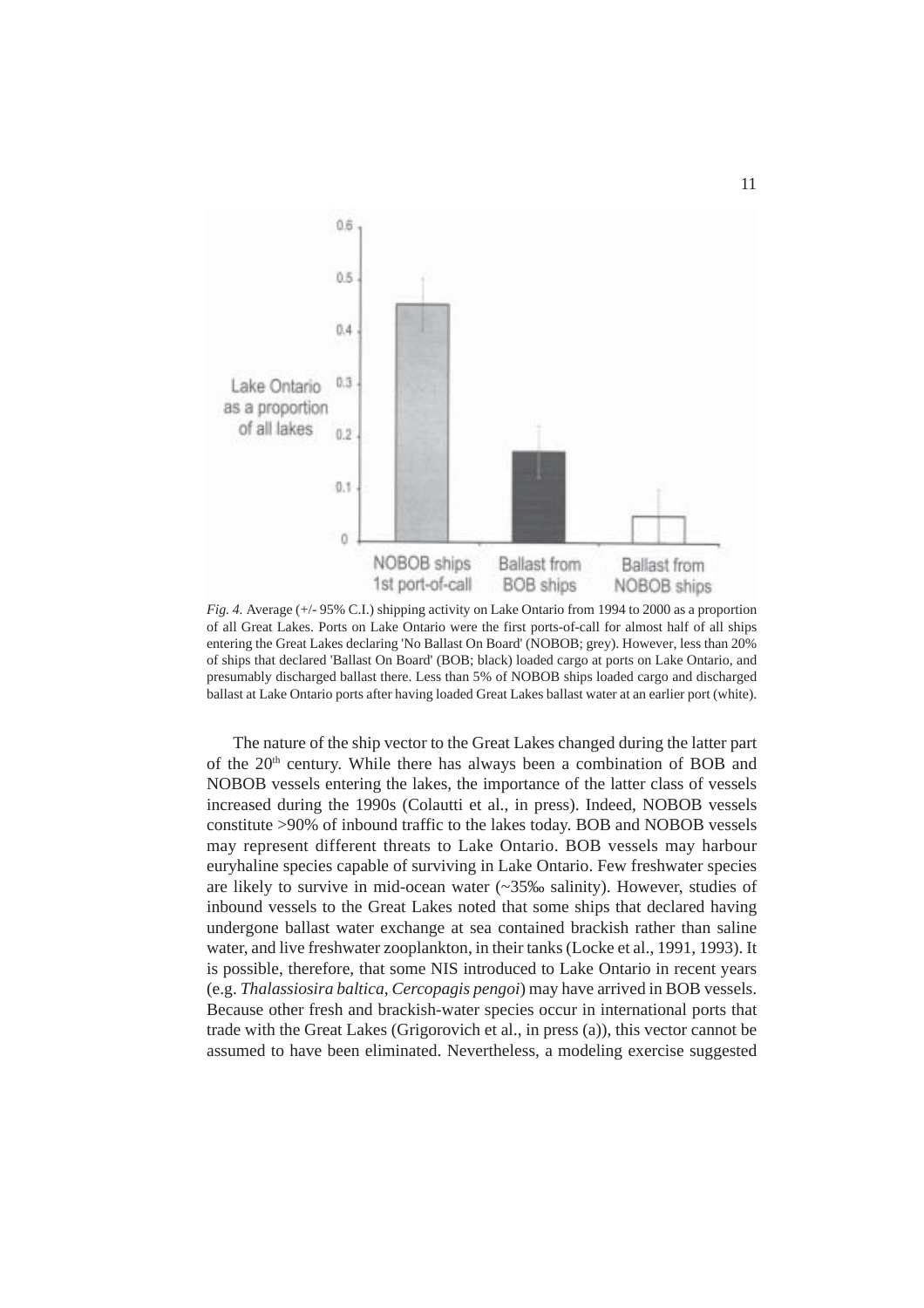*Fig. 4.* Average (+/- 95% C.I.) shipping activity on Lake Ontario from 1994 to 2000 as a proportion of all Great Lakes. Ports on Lake Ontario were the first ports-of-call for almost half of all ships entering the Great Lakes declaring 'No Ballast On Board' (NOBOB; grey). However, less than 20% of ships that declared 'Ballast On Board' (BOB; black) loaded cargo at ports on Lake Ontario, and presumably discharged ballast there. Less than 5% of NOBOB ships loaded cargo and discharged ballast at Lake Ontario ports after having loaded Great Lakes ballast water at an earlier port (white).

The nature of the ship vector to the Great Lakes changed during the latter part of the 20th century. While there has always been a combination of BOB and NOBOB vessels entering the lakes, the importance of the latter class of vessels increased during the 1990s (Colautti et al., in press). Indeed, NOBOB vessels constitute >90% of inbound traffic to the lakes today. BOB and NOBOB vessels may represent different threats to Lake Ontario. BOB vessels may harbour euryhaline species capable of surviving in Lake Ontario. Few freshwater species are likely to survive in mid-ocean water (~35‰ salinity). However, studies of inbound vessels to the Great Lakes noted that some ships that declared having undergone ballast water exchange at sea contained brackish rather than saline water, and live freshwater zooplankton, in their tanks (Locke et al., 1991, 1993). It is possible, therefore, that some NIS introduced to Lake Ontario in recent years (e.g. *Thalassiosira baltica*, *Cercopagis pengoi*) may have arrived in BOB vessels. Because other fresh and brackish-water species occur in international ports that trade with the Great Lakes (Grigorovich et al., in press (a)), this vector cannot be assumed to have been eliminated. Nevertheless, a modeling exercise suggested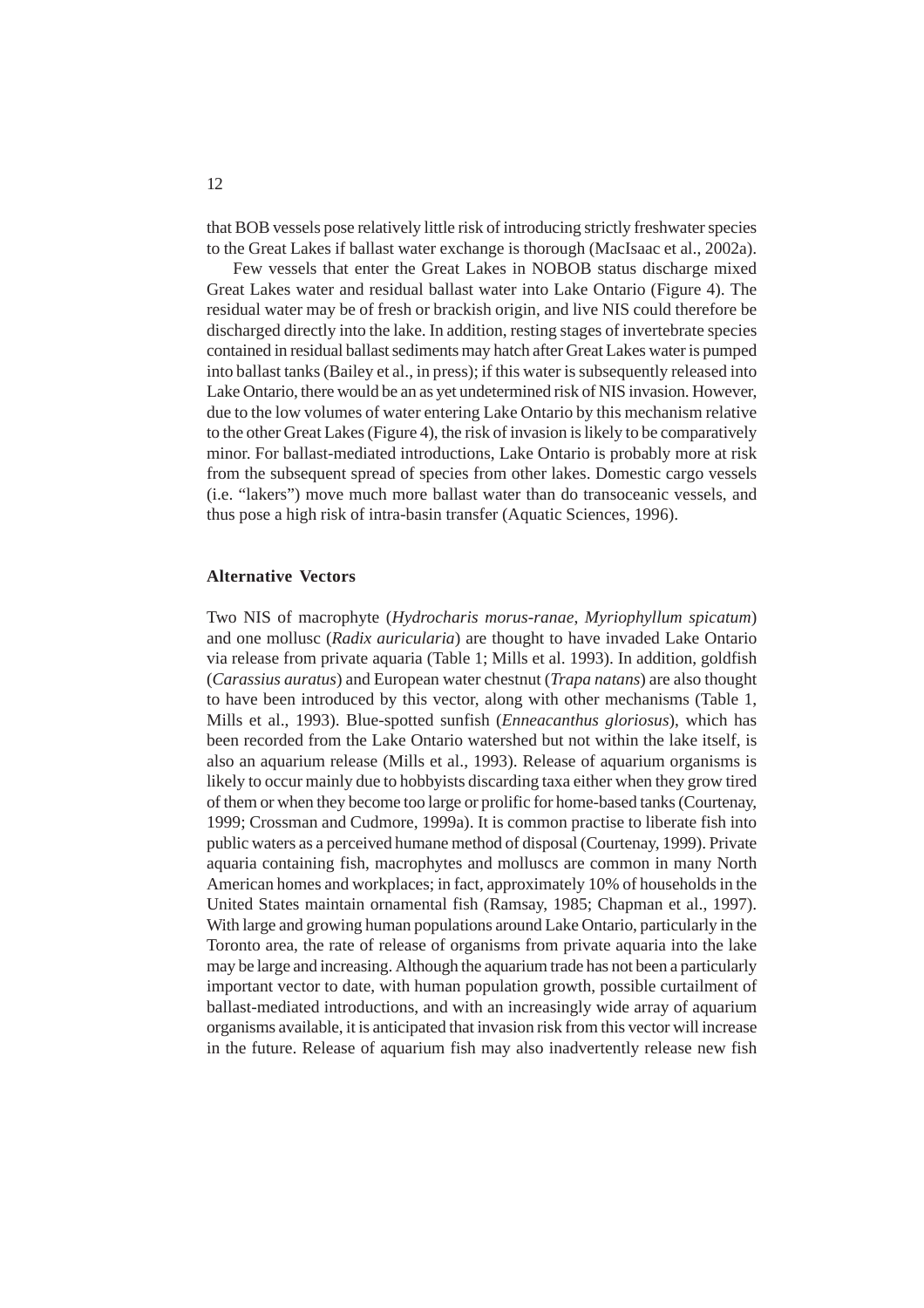that BOB vessels pose relatively little risk of introducing strictly freshwater species to the Great Lakes if ballast water exchange is thorough (MacIsaac et al., 2002a).

Few vessels that enter the Great Lakes in NOBOB status discharge mixed Great Lakes water and residual ballast water into Lake Ontario (Figure 4). The residual water may be of fresh or brackish origin, and live NIS could therefore be discharged directly into the lake. In addition, resting stages of invertebrate species contained in residual ballast sediments may hatch after Great Lakes water is pumped into ballast tanks (Bailey et al., in press); if this water is subsequently released into Lake Ontario, there would be an as yet undetermined risk of NIS invasion. However, due to the low volumes of water entering Lake Ontario by this mechanism relative to the other Great Lakes (Figure 4), the risk of invasion is likely to be comparatively minor. For ballast-mediated introductions, Lake Ontario is probably more at risk from the subsequent spread of species from other lakes. Domestic cargo vessels (i.e. "lakers") move much more ballast water than do transoceanic vessels, and thus pose a high risk of intra-basin transfer (Aquatic Sciences, 1996).

## Alternative Vectors

Two NIS of macrophyte (*Hydrocharis morus-ranae*, *Myriophyllum spicatum*) and one mollusc (*Radix auricularia*) are thought to have invaded Lake Ontario via release from private aquaria (Table 1; Mills et al. 1993). In addition, goldfish (*Carassius auratus*) and European water chestnut (*Trapa natans*) are also thought to have been introduced by this vector, along with other mechanisms (Table 1, Mills et al., 1993). Blue-spotted sunfish (*Enneacanthus gloriosus*), which has been recorded from the Lake Ontario watershed but not within the lake itself, is also an aquarium release (Mills et al., 1993). Release of aquarium organisms is likely to occur mainly due to hobbyists discarding taxa either when they grow tired of them or when they become too large or prolific for home-based tanks (Courtenay, 1999; Crossman and Cudmore, 1999a). It is common practise to liberate fish into public waters as a perceived humane method of disposal (Courtenay, 1999). Private aquaria containing fish, macrophytes and molluscs are common in many North American homes and workplaces; in fact, approximately 10% of households in the United States maintain ornamental fish (Ramsay, 1985; Chapman et al., 1997). With large and growing human populations around Lake Ontario, particularly in the Toronto area, the rate of release of organisms from private aquaria into the lake may be large and increasing. Although the aquarium trade has not been a particularly important vector to date, with human population growth, possible curtailment of ballast-mediated introductions, and with an increasingly wide array of aquarium organisms available, it is anticipated that invasion risk from this vector will increase in the future. Release of aquarium fish may also inadvertently release new fish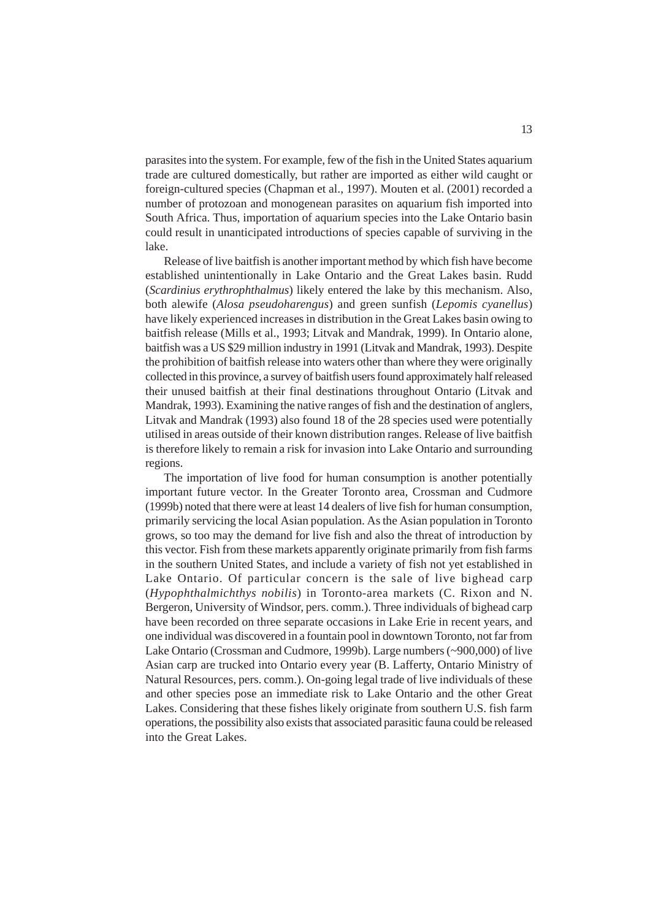parasites into the system. For example, few of the fish in the United States aquarium trade are cultured domestically, but rather are imported as either wild caught or foreign-cultured species (Chapman et al., 1997). Mouten et al. (2001) recorded a number of protozoan and monogenean parasites on aquarium fish imported into South Africa. Thus, importation of aquarium species into the Lake Ontario basin could result in unanticipated introductions of species capable of surviving in the lake.

Release of live baitfish is another important method by which fish have become established unintentionally in Lake Ontario and the Great Lakes basin. Rudd (*Scardinius erythrophthalmus*) likely entered the lake by this mechanism. Also, both alewife (*Alosa pseudoharengus*) and green sunfish (*Lepomis cyanellus*) have likely experienced increases in distribution in the Great Lakes basin owing to baitfish release (Mills et al., 1993; Litvak and Mandrak, 1999). In Ontario alone, baitfish was a US $29 million industry in 1991 (Litvak and Mandrak, 1993). Despite the prohibition of baitfish release into waters other than where they were originally collected in this province, a survey of baitfish users found approximately half released their unused baitfish at their final destinations throughout Ontario (Litvak and Mandrak, 1993). Examining the native ranges of fish and the destination of anglers, Litvak and Mandrak (1993) also found 18 of the 28 species used were potentially utilised in areas outside of their known distribution ranges. Release of live baitfish is therefore likely to remain a risk for invasion into Lake Ontario and surrounding regions.

The importation of live food for human consumption is another potentially important future vector. In the Greater Toronto area, Crossman and Cudmore (1999b) noted that there were at least 14 dealers of live fish for human consumption, primarily servicing the local Asian population. As the Asian population in Toronto grows, so too may the demand for live fish and also the threat of introduction by this vector. Fish from these markets apparently originate primarily from fish farms in the southern United States, and include a variety of fish not yet established in Lake Ontario. Of particular concern is the sale of live bighead carp (*Hypophthalmichthys nobilis*) in Toronto-area markets (C. Rixon and N. Bergeron, University of Windsor, pers. comm.). Three individuals of bighead carp have been recorded on three separate occasions in Lake Erie in recent years, and one individual was discovered in a fountain pool in downtown Toronto, not far from Lake Ontario (Crossman and Cudmore, 1999b). Large numbers (~900,000) of live Asian carp are trucked into Ontario every year (B. Lafferty, Ontario Ministry of Natural Resources, pers. comm.). On-going legal trade of live individuals of these and other species pose an immediate risk to Lake Ontario and the other Great Lakes. Considering that these fishes likely originate from southern U.S. fish farm operations, the possibility also exists that associated parasitic fauna could be released into the Great Lakes.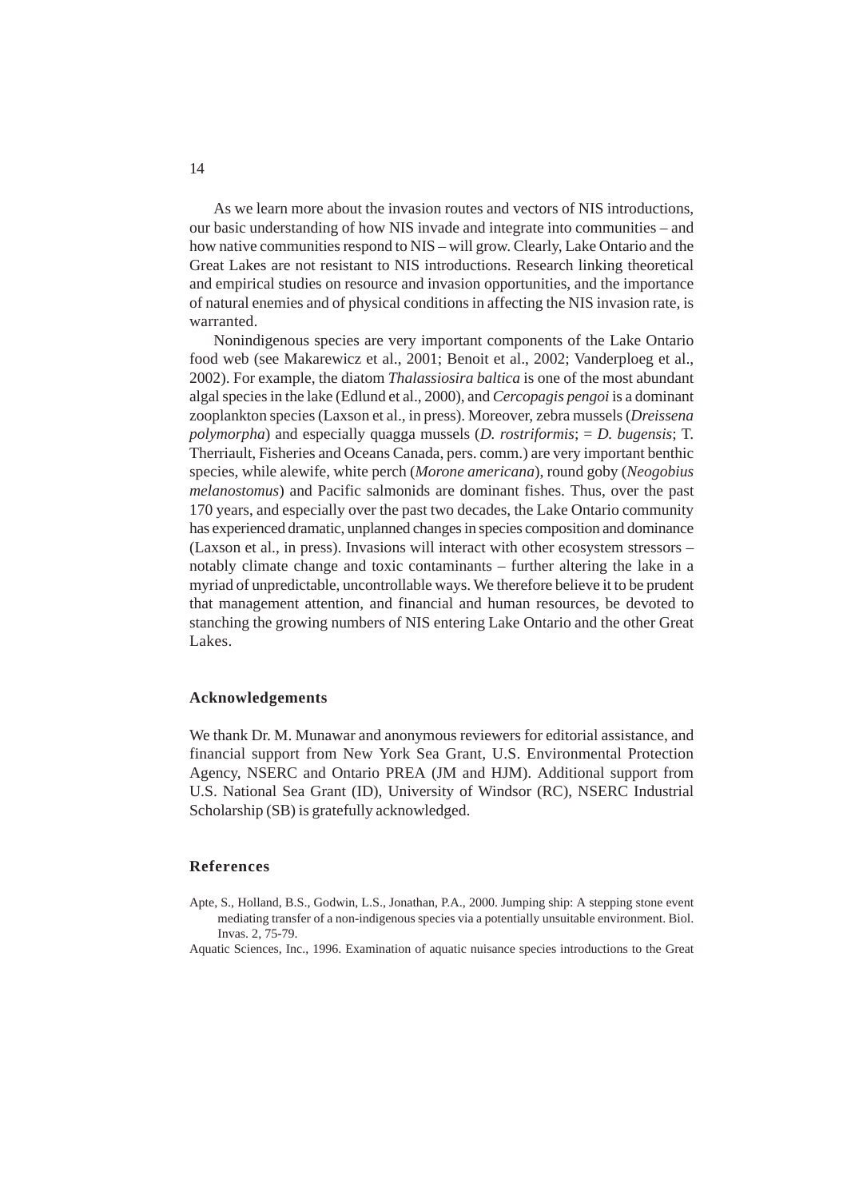As we learn more about the invasion routes and vectors of NIS introductions, our basic understanding of how NIS invade and integrate into communities – and how native communities respond to NIS – will grow. Clearly, Lake Ontario and the Great Lakes are not resistant to NIS introductions. Research linking theoretical and empirical studies on resource and invasion opportunities, and the importance of natural enemies and of physical conditions in affecting the NIS invasion rate, is warranted.

Nonindigenous species are very important components of the Lake Ontario food web (see Makarewicz et al., 2001; Benoit et al., 2002; Vanderploeg et al., 2002). For example, the diatom *Thalassiosira baltica* is one of the most abundant algal species in the lake (Edlund et al., 2000), and *Cercopagis pengoi* is a dominant zooplankton species (Laxson et al., in press). Moreover, zebra mussels (*Dreissena polymorpha*) and especially quagga mussels (*D. rostriformis*; = *D. bugensis*; T. Therriault, Fisheries and Oceans Canada, pers. comm.) are very important benthic species, while alewife, white perch (*Morone americana*), round goby (*Neogobius melanostomus*) and Pacific salmonids are dominant fishes. Thus, over the past 170 years, and especially over the past two decades, the Lake Ontario community has experienced dramatic, unplanned changes in species composition and dominance (Laxson et al., in press). Invasions will interact with other ecosystem stressors – notably climate change and toxic contaminants – further altering the lake in a myriad of unpredictable, uncontrollable ways. We therefore believe it to be prudent that management attention, and financial and human resources, be devoted to stanching the growing numbers of NIS entering Lake Ontario and the other Great Lakes.

## Acknowledgements

We thank Dr. M. Munawar and anonymous reviewers for editorial assistance, and financial support from New York Sea Grant, U.S. Environmental Protection Agency, NSERC and Ontario PREA (JM and HJM). Additional support from U.S. National Sea Grant (ID), University of Windsor (RC), NSERC Industrial Scholarship (SB) is gratefully acknowledged.

## References

Apte, S., Holland, B.S., Godwin, L.S., Jonathan, P.A., 2000. Jumping ship: A stepping stone event mediating transfer of a non-indigenous species via a potentially unsuitable environment. Biol. Invas. 2, 75-79.

Aquatic Sciences, Inc., 1996. Examination of aquatic nuisance species introductions to the Great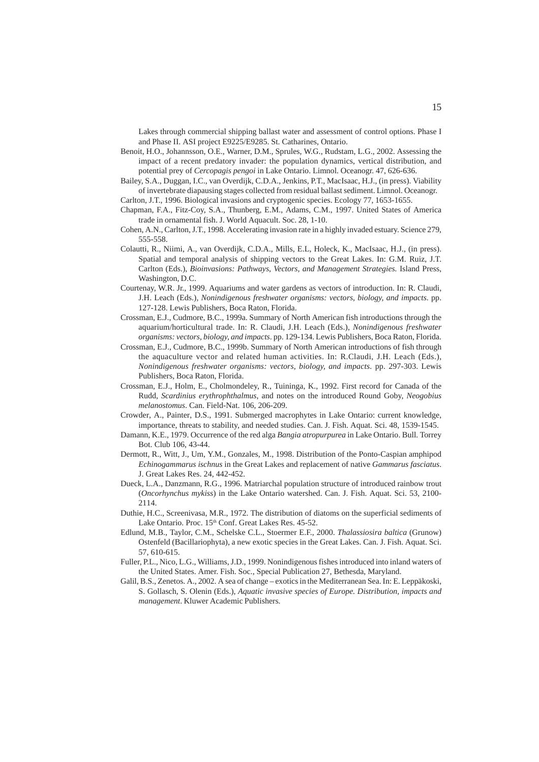Lakes through commercial shipping ballast water and assessment of control options. Phase I and Phase II. ASI project E9225/E9285. St. Catharines, Ontario.

Benoit, H.O., Johannsson, O.E., Warner, D.M., Sprules, W.G., Rudstam, L.G., 2002. Assessing the impact of a recent predatory invader: the population dynamics, vertical distribution, and potential prey of *Cercopagis pengoi* in Lake Ontario. Limnol. Oceanogr. 47, 626-636.

Bailey, S.A., Duggan, I.C., van Overdijk, C.D.A., Jenkins, P.T., MacIsaac, H.J., (in press). Viability of invertebrate diapausing stages collected from residual ballast sediment. Limnol. Oceanogr.

Carlton, J.T., 1996. Biological invasions and cryptogenic species. Ecology 77, 1653-1655.

Chapman, F.A., Fitz-Coy, S.A., Thunberg, E.M., Adams, C.M., 1997. United States of America trade in ornamental fish. J. World Aquacult. Soc. 28, 1-10.

Cohen, A.N., Carlton, J.T., 1998. Accelerating invasion rate in a highly invaded estuary. Science 279, 555-558.

Colautti, R., Niimi, A., van Overdijk, C.D.A., Mills, E.L, Holeck, K., MacIsaac, H.J., (in press). Spatial and temporal analysis of shipping vectors to the Great Lakes. In: G.M. Ruiz, J.T. Carlton (Eds.), *Bioinvasions: Pathways, Vectors, and Management Strategies.* Island Press, Washington, D.C.

Courtenay, W.R. Jr., 1999. Aquariums and water gardens as vectors of introduction. In: R. Claudi, J.H. Leach (Eds.), *Nonindigenous freshwater organisms: vectors, biology, and impacts*. pp. 127-128. Lewis Publishers, Boca Raton, Florida.

Crossman, E.J., Cudmore, B.C., 1999a. Summary of North American fish introductions through the aquarium/horticultural trade. In: R. Claudi, J.H. Leach (Eds.), *Nonindigenous freshwater organisms: vectors, biology, and impacts*. pp. 129-134. Lewis Publishers, Boca Raton, Florida.

Crossman, E.J., Cudmore, B.C., 1999b. Summary of North American introductions of fish through the aquaculture vector and related human activities. In: R.Claudi, J.H. Leach (Eds.), *Nonindigenous freshwater organisms: vectors, biology, and impacts*. pp. 297-303. Lewis Publishers, Boca Raton, Florida.

Crossman, E.J., Holm, E., Cholmondeley, R., Tuininga, K., 1992. First record for Canada of the Rudd, *Scardinius erythrophthalmus*, and notes on the introduced Round Goby, *Neogobius melanostomus*. Can. Field-Nat. 106, 206-209.

Crowder, A., Painter, D.S., 1991. Submerged macrophytes in Lake Ontario: current knowledge, importance, threats to stability, and needed studies. Can. J. Fish. Aquat. Sci. 48, 1539-1545.

Damann, K.E., 1979. Occurrence of the red alga *Bangia atropurpurea* in Lake Ontario. Bull. Torrey Bot. Club 106, 43-44.

Dermott, R., Witt, J., Um, Y.M., Gonzales, M., 1998. Distribution of the Ponto-Caspian amphipod *Echinogammarus ischnus* in the Great Lakes and replacement of native *Gammarus fasciatus*. J. Great Lakes Res. 24, 442-452.

Dueck, L.A., Danzmann, R.G., 1996. Matriarchal population structure of introduced rainbow trout (*Oncorhynchus mykiss*) in the Lake Ontario watershed. Can. J. Fish. Aquat. Sci. 53, 2100-2114.

Duthie, H.C., Screenivasa, M.R., 1972. The distribution of diatoms on the superficial sediments of Lake Ontario. Proc. 15th Conf. Great Lakes Res. 45-52.

Edlund, M.B., Taylor, C.M., Schelske C.L., Stoermer E.F., 2000. *Thalassiosira baltica* (Grunow) Ostenfeld (Bacillariophyta), a new exotic species in the Great Lakes. Can. J. Fish. Aquat. Sci. 57, 610-615.

Fuller, P.L., Nico, L.G., Williams, J.D., 1999. Nonindigenous fishes introduced into inland waters of the United States. Amer. Fish. Soc., Special Publication 27, Bethesda, Maryland.

Galil, B.S., Zenetos. A., 2002. A sea of change – exotics in the Mediterranean Sea. In: E. Leppäkoski, S. Gollasch, S. Olenin (Eds.), *Aquatic invasive species of Europe. Distribution, impacts and management*. Kluwer Academic Publishers.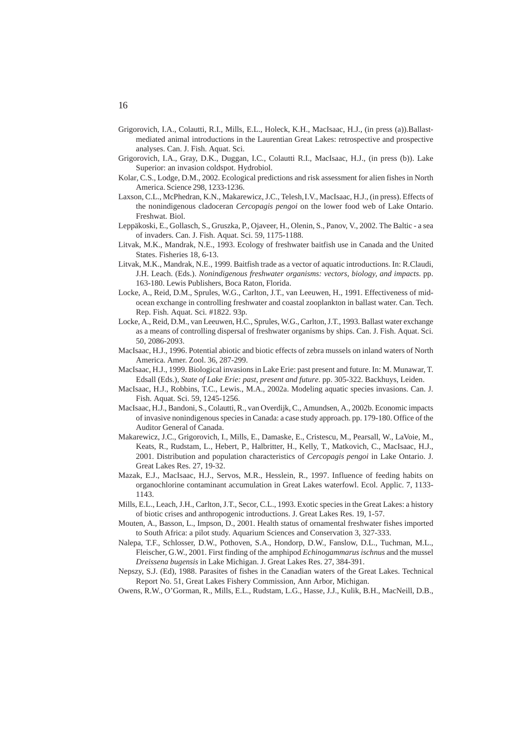Grigorovich, I.A., Colautti, R.I., Mills, E.L., Holeck, K.H., MacIsaac, H.J., (in press (a)).Ballast-mediated animal introductions in the Laurentian Great Lakes: retrospective and prospective analyses. Can. J. Fish. Aquat. Sci.

Grigorovich, I.A., Gray, D.K., Duggan, I.C., Colautti R.I., MacIsaac, H.J., (in press (b)). Lake Superior: an invasion coldspot. Hydrobiol.

Kolar, C.S., Lodge, D.M., 2002. Ecological predictions and risk assessment for alien fishes in North America. Science 298, 1233-1236.

Laxson, C.L., McPhedran, K.N., Makarewicz, J.C., Telesh, I.V., MacIsaac, H.J., (in press). Effects of the nonindigenous cladoceran *Cercopagis pengoi* on the lower food web of Lake Ontario. Freshwat. Biol.

Leppäkoski, E., Gollasch, S., Gruszka, P., Ojaveer, H., Olenin, S., Panov, V., 2002. The Baltic - a sea of invaders. Can. J. Fish. Aquat. Sci. 59, 1175-1188.

Litvak, M.K., Mandrak, N.E., 1993. Ecology of freshwater baitfish use in Canada and the United States. Fisheries 18, 6-13.

Litvak, M.K., Mandrak, N.E., 1999. Baitfish trade as a vector of aquatic introductions. In: R.Claudi, J.H. Leach. (Eds.). *Nonindigenous freshwater organisms: vectors, biology, and impacts*. pp. 163-180. Lewis Publishers, Boca Raton, Florida.

Locke, A., Reid, D.M., Sprules, W.G., Carlton, J.T., van Leeuwen, H., 1991. Effectiveness of mid-ocean exchange in controlling freshwater and coastal zooplankton in ballast water. Can. Tech. Rep. Fish. Aquat. Sci. #1822. 93p.

Locke, A., Reid, D.M., van Leeuwen, H.C., Sprules, W.G., Carlton, J.T., 1993. Ballast water exchange as a means of controlling dispersal of freshwater organisms by ships. Can. J. Fish. Aquat. Sci. 50, 2086-2093.

MacIsaac, H.J., 1996. Potential abiotic and biotic effects of zebra mussels on inland waters of North America. Amer. Zool. 36, 287-299.

MacIsaac, H.J., 1999. Biological invasions in Lake Erie: past present and future. In: M. Munawar, T. Edsall (Eds.), *State of Lake Erie: past, present and future*. pp. 305-322. Backhuys, Leiden.

MacIsaac, H.J., Robbins, T.C., Lewis., M.A., 2002a. Modeling aquatic species invasions. Can. J. Fish. Aquat. Sci. 59, 1245-1256.

MacIsaac, H.J., Bandoni, S., Colautti, R., van Overdijk, C., Amundsen, A., 2002b. Economic impacts of invasive nonindigenous species in Canada: a case study approach. pp. 179-180. Office of the Auditor General of Canada.

Makarewicz, J.C., Grigorovich, I., Mills, E., Damaske, E., Cristescu, M., Pearsall, W., LaVoie, M., Keats, R., Rudstam, L., Hebert, P., Halbritter, H., Kelly, T., Matkovich, C., MacIsaac, H.J., 2001. Distribution and population characteristics of *Cercopagis pengoi* in Lake Ontario. J. Great Lakes Res. 27, 19-32.

Mazak, E.J., MacIsaac, H.J., Servos, M.R., Hesslein, R., 1997. Influence of feeding habits on organochlorine contaminant accumulation in Great Lakes waterfowl. Ecol. Applic. 7, 1133-1143.

Mills, E.L., Leach, J.H., Carlton, J.T., Secor, C.L., 1993. Exotic species in the Great Lakes: a history of biotic crises and anthropogenic introductions. J. Great Lakes Res. 19, 1-57.

Mouten, A., Basson, L., Impson, D., 2001. Health status of ornamental freshwater fishes imported to South Africa: a pilot study. Aquarium Sciences and Conservation 3, 327-333.

Nalepa, T.F., Schlosser, D.W., Pothoven, S.A., Hondorp, D.W., Fanslow, D.L., Tuchman, M.L., Fleischer, G.W., 2001. First finding of the amphipod *Echinogammarus ischnus* and the mussel *Dreissena bugensis* in Lake Michigan. J. Great Lakes Res. 27, 384-391.

Nepszy, S.J. (Ed), 1988. Parasites of fishes in the Canadian waters of the Great Lakes. Technical Report No. 51, Great Lakes Fishery Commission, Ann Arbor, Michigan.

Owens, R.W., O'Gorman, R., Mills, E.L., Rudstam, L.G., Hasse, J.J., Kulik, B.H., MacNeill, D.B.,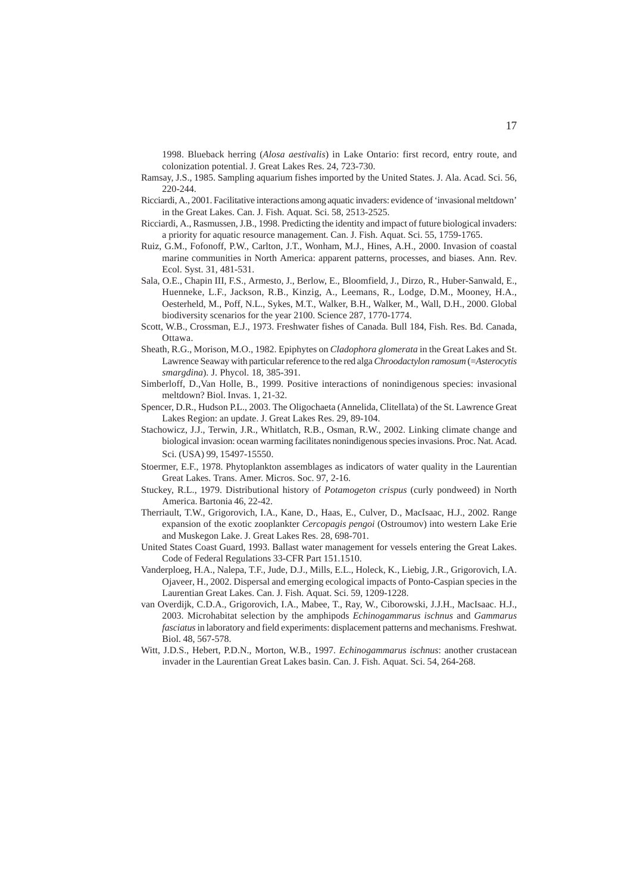1998. Blueback herring (*Alosa aestivalis*) in Lake Ontario: first record, entry route, and colonization potential. J. Great Lakes Res. 24, 723-730.

Ramsay, J.S., 1985. Sampling aquarium fishes imported by the United States. J. Ala. Acad. Sci. 56, 220-244.

Ricciardi, A., 2001. Facilitative interactions among aquatic invaders: evidence of 'invasional meltdown' in the Great Lakes. Can. J. Fish. Aquat. Sci. 58, 2513-2525.

Ricciardi, A., Rasmussen, J.B., 1998. Predicting the identity and impact of future biological invaders: a priority for aquatic resource management. Can. J. Fish. Aquat. Sci. 55, 1759-1765.

Ruiz, G.M., Fofonoff, P.W., Carlton, J.T., Wonham, M.J., Hines, A.H., 2000. Invasion of coastal marine communities in North America: apparent patterns, processes, and biases. Ann. Rev. Ecol. Syst. 31, 481-531.

Sala, O.E., Chapin III, F.S., Armesto, J., Berlow, E., Bloomfield, J., Dirzo, R., Huber-Sanwald, E., Huenneke, L.F., Jackson, R.B., Kinzig, A., Leemans, R., Lodge, D.M., Mooney, H.A., Oesterheld, M., Poff, N.L., Sykes, M.T., Walker, B.H., Walker, M., Wall, D.H., 2000. Global biodiversity scenarios for the year 2100. Science 287, 1770-1774.

Scott, W.B., Crossman, E.J., 1973. Freshwater fishes of Canada. Bull 184, Fish. Res. Bd. Canada, Ottawa.

Sheath, R.G., Morison, M.O., 1982. Epiphytes on *Cladophora glomerata* in the Great Lakes and St. Lawrence Seaway with particular reference to the red alga *Chroodactylon ramosum* (=*Asterocytis smargdina*). J. Phycol. 18, 385-391.

Simberloff, D.,Van Holle, B., 1999. Positive interactions of nonindigenous species: invasional meltdown? Biol. Invas. 1, 21-32.

Spencer, D.R., Hudson P.L., 2003. The Oligochaeta (Annelida, Clitellata) of the St. Lawrence Great Lakes Region: an update. J. Great Lakes Res. 29, 89-104.

Stachowicz, J.J., Terwin, J.R., Whitlatch, R.B., Osman, R.W., 2002. Linking climate change and biological invasion: ocean warming facilitates nonindigenous species invasions. Proc. Nat. Acad. Sci. (USA) 99, 15497-15550.

Stoermer, E.F., 1978. Phytoplankton assemblages as indicators of water quality in the Laurentian Great Lakes. Trans. Amer. Micros. Soc. 97, 2-16.

Stuckey, R.L., 1979. Distributional history of *Potamogeton crispus* (curly pondweed) in North America. Bartonia 46, 22-42.

Therriault, T.W., Grigorovich, I.A., Kane, D., Haas, E., Culver, D., MacIsaac, H.J., 2002. Range expansion of the exotic zooplankter *Cercopagis pengoi* (Ostroumov) into western Lake Erie and Muskegon Lake. J. Great Lakes Res. 28, 698-701.

United States Coast Guard, 1993. Ballast water management for vessels entering the Great Lakes. Code of Federal Regulations 33-CFR Part 151.1510.

Vanderploeg, H.A., Nalepa, T.F., Jude, D.J., Mills, E.L., Holeck, K., Liebig, J.R., Grigorovich, I.A. Ojaveer, H., 2002. Dispersal and emerging ecological impacts of Ponto-Caspian species in the Laurentian Great Lakes. Can. J. Fish. Aquat. Sci. 59, 1209-1228.

van Overdijk, C.D.A., Grigorovich, I.A., Mabee, T., Ray, W., Ciborowski, J.J.H., MacIsaac. H.J., 2003. Microhabitat selection by the amphipods *Echinogammarus ischnus* and *Gammarus fasciatus* in laboratory and field experiments: displacement patterns and mechanisms. Freshwat. Biol. 48, 567-578.

Witt, J.D.S., Hebert, P.D.N., Morton, W.B., 1997. *Echinogammarus ischnus*: another crustacean invader in the Laurentian Great Lakes basin. Can. J. Fish. Aquat. Sci. 54, 264-268.